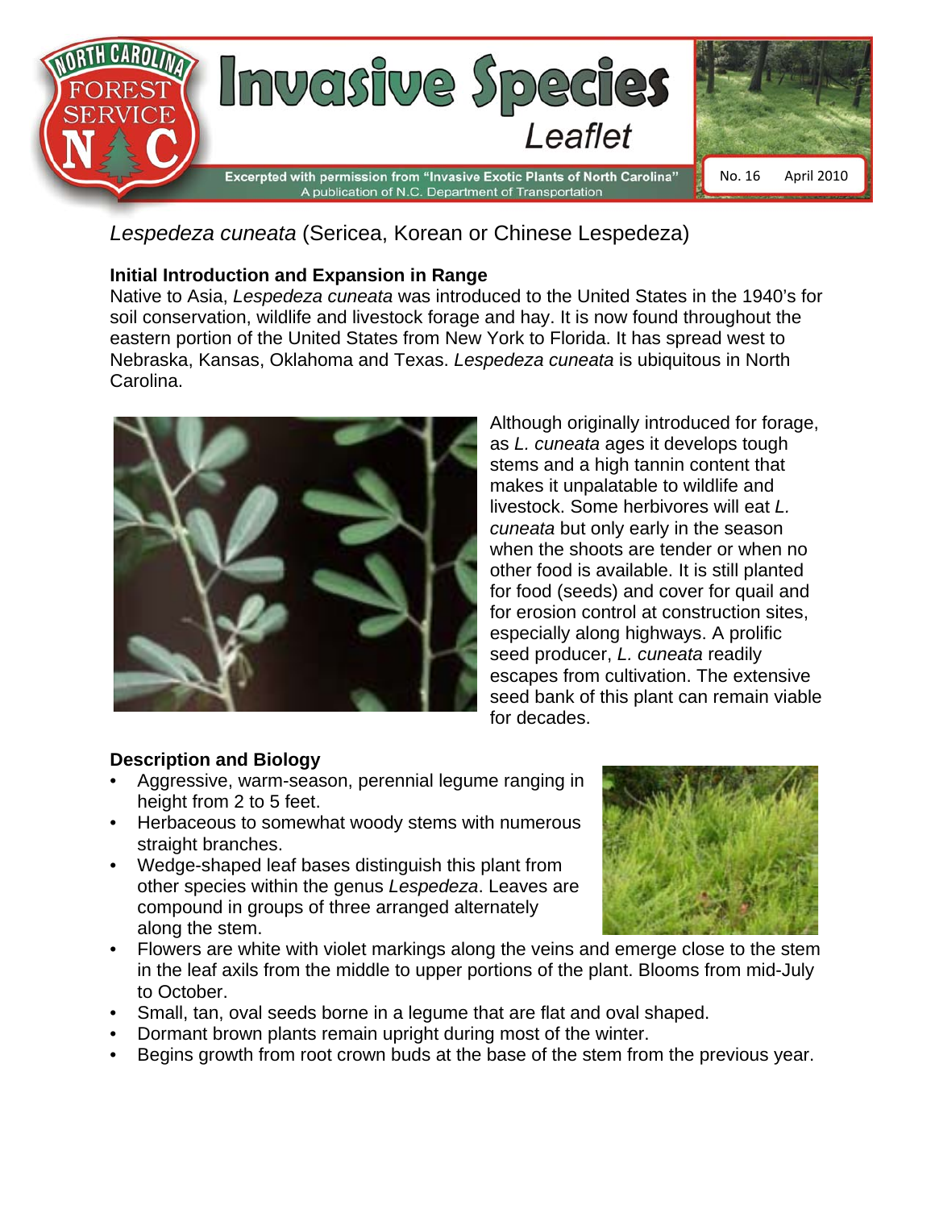# Invasive Species Leaflet

Excerpted with permission from "Invasive Exotic Plants of North Carolina"
A publication of N.C. Department of Transportation

No. 16 April 2010

## *Lespedeza cuneata* (Sericea, Korean or Chinese Lespedeza)

### Initial Introduction and Expansion in Range

Native to Asia, *Lespedeza cuneata* was introduced to the United States in the 1940's for soil conservation, wildlife and livestock forage and hay. It is now found throughout the eastern portion of the United States from New York to Florida. It has spread west to Nebraska, Kansas, Oklahoma and Texas. *Lespedeza cuneata* is ubiquitous in North Carolina.

Although originally introduced for forage, as *L. cuneata* ages it develops tough stems and a high tannin content that makes it unpalatable to wildlife and livestock. Some herbivores will eat *L. cuneata* but only early in the season when the shoots are tender or when no other food is available. It is still planted for food (seeds) and cover for quail and for erosion control at construction sites, especially along highways. A prolific seed producer, *L. cuneata* readily escapes from cultivation. The extensive seed bank of this plant can remain viable for decades.

### Description and Biology

- Aggressive, warm-season, perennial legume ranging in height from 2 to 5 feet.
- Herbaceous to somewhat woody stems with numerous straight branches.
- Wedge-shaped leaf bases distinguish this plant from other species within the genus *Lespedeza*. Leaves are compound in groups of three arranged alternately along the stem.
- Flowers are white with violet markings along the veins and emerge close to the stem in the leaf axils from the middle to upper portions of the plant. Blooms from mid-July to October.
- Small, tan, oval seeds borne in a legume that are flat and oval shaped.
- Dormant brown plants remain upright during most of the winter.
- Begins growth from root crown buds at the base of the stem from the previous year.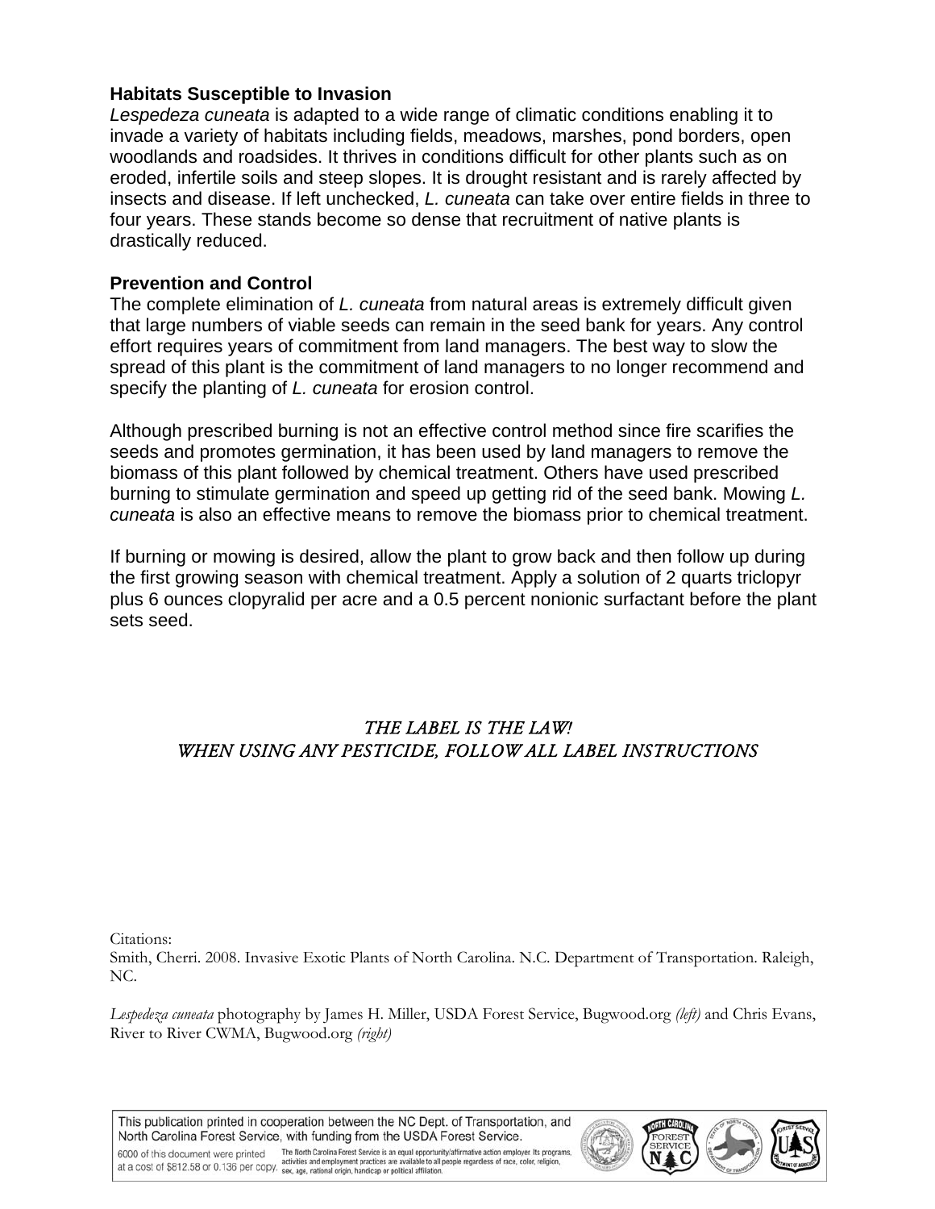## Habitats Susceptible to Invasion

*Lespedeza cuneata* is adapted to a wide range of climatic conditions enabling it to invade a variety of habitats including fields, meadows, marshes, pond borders, open woodlands and roadsides. It thrives in conditions difficult for other plants such as on eroded, infertile soils and steep slopes. It is drought resistant and is rarely affected by insects and disease. If left unchecked, *L. cuneata* can take over entire fields in three to four years. These stands become so dense that recruitment of native plants is drastically reduced.

## Prevention and Control

The complete elimination of *L. cuneata* from natural areas is extremely difficult given that large numbers of viable seeds can remain in the seed bank for years. Any control effort requires years of commitment from land managers. The best way to slow the spread of this plant is the commitment of land managers to no longer recommend and specify the planting of *L. cuneata* for erosion control.

Although prescribed burning is not an effective control method since fire scarifies the seeds and promotes germination, it has been used by land managers to remove the biomass of this plant followed by chemical treatment. Others have used prescribed burning to stimulate germination and speed up getting rid of the seed bank. Mowing *L. cuneata* is also an effective means to remove the biomass prior to chemical treatment.

If burning or mowing is desired, allow the plant to grow back and then follow up during the first growing season with chemical treatment. Apply a solution of 2 quarts triclopyr plus 6 ounces clopyralid per acre and a 0.5 percent nonionic surfactant before the plant sets seed.

*THE LABEL IS THE LAW!*
*WHEN USING ANY PESTICIDE, FOLLOW ALL LABEL INSTRUCTIONS*

Citations:
Smith, Cherri. 2008. Invasive Exotic Plants of North Carolina. N.C. Department of Transportation. Raleigh, NC.

*Lespedeza cuneata* photography by James H. Miller, USDA Forest Service, Bugwood.org *(left)* and Chris Evans, River to River CWMA, Bugwood.org *(right)*

This publication printed in cooperation between the NC Dept. of Transportation, and North Carolina Forest Service, with funding from the USDA Forest Service.

6000 of this document were printed at a cost of $812.58 or 0.136 per copy. The North Carolina Forest Service is an equal opportunity/affirmative action employer. Its programs, activities and employment practices are available to all people regardless of race, color, religion, sex, age, national origin, handicap or political affiliation.